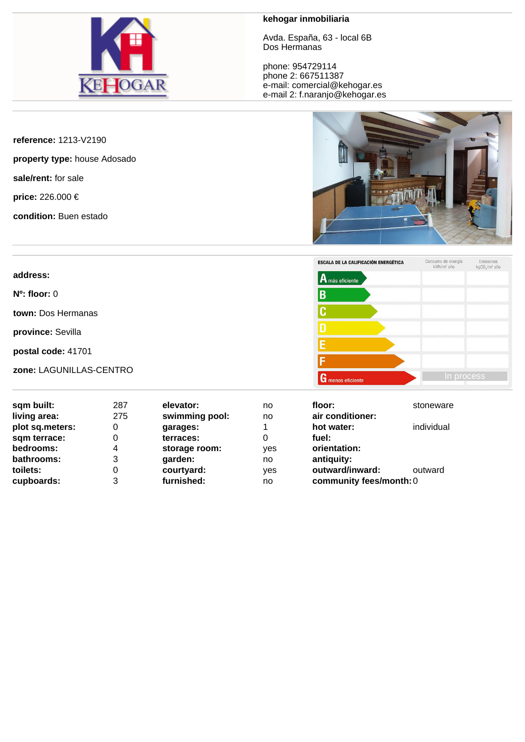**kehogar inmobiliaria**

Avda. España, 63 - local 6B
Dos Hermanas

phone: 954729114
phone 2: 667511387
e-mail: comercial@kehogar.es
e-mail 2: f.naranjo@kehogar.es

**reference:** 1213-V2190

**property type:** house Adosado

**sale/rent:** for sale

**price:** 226.000 €

**condition:** Buen estado

**address:**

**Nº: floor:** 0

**town:** Dos Hermanas

**province:** Sevilla

**postal code:** 41701

**zone:** LAGUNILLAS-CENTRO

| ESCALA DE LA CALIFICACIÓN ENERGÉTICA | Consumo de energía kWh/m² año | Emisiones kgCO2/m² año |
|---|---|---|
| A más eficiente | | |
| B | | |
| C | | |
| D | | |
| E | | |
| F | | |
| G menos eficiente | In process | |

| | | | | | |
|---|---|---|---|---|---|
| **sqm built:** | 287 | **elevator:** | no | **floor:** | stoneware |
| **living area:** | 275 | **swimming pool:** | no | **air conditioner:** | |
| **plot sq.meters:** | 0 | **garages:** | 1 | **hot water:** | individual |
| **sqm terrace:** | 0 | **terraces:** | 0 | **fuel:** | |
| **bedrooms:** | 4 | **storage room:** | yes | **orientation:** | |
| **bathrooms:** | 3 | **garden:** | no | **antiquity:** | |
| **toilets:** | 0 | **courtyard:** | yes | **outward/inward:** | outward |
| **cupboards:** | 3 | **furnished:** | no | **community fees/month:** | 0 |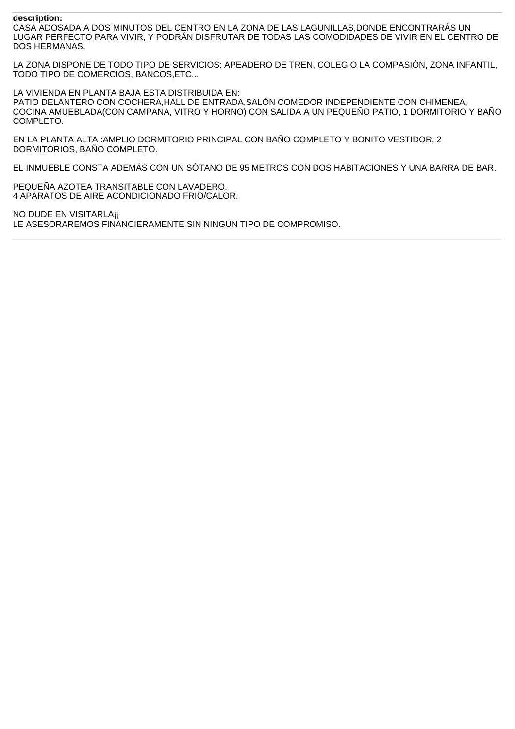**description:**

CASA ADOSADA A DOS MINUTOS DEL CENTRO EN LA ZONA DE LAS LAGUNILLAS,DONDE ENCONTRARÁS UN LUGAR PERFECTO PARA VIVIR, Y PODRÁN DISFRUTAR DE TODAS LAS COMODIDADES DE VIVIR EN EL CENTRO DE DOS HERMANAS.

LA ZONA DISPONE DE TODO TIPO DE SERVICIOS: APEADERO DE TREN, COLEGIO LA COMPASIÓN, ZONA INFANTIL, TODO TIPO DE COMERCIOS, BANCOS,ETC...

LA VIVIENDA EN PLANTA BAJA ESTA DISTRIBUIDA EN:
PATIO DELANTERO CON COCHERA,HALL DE ENTRADA,SALÓN COMEDOR INDEPENDIENTE CON CHIMENEA, COCINA AMUEBLADA(CON CAMPANA, VITRO Y HORNO) CON SALIDA A UN PEQUEÑO PATIO, 1 DORMITORIO Y BAÑO COMPLETO.

EN LA PLANTA ALTA :AMPLIO DORMITORIO PRINCIPAL CON BAÑO COMPLETO Y BONITO VESTIDOR, 2 DORMITORIOS, BAÑO COMPLETO.

EL INMUEBLE CONSTA ADEMÁS CON UN SÓTANO DE 95 METROS CON DOS HABITACIONES Y UNA BARRA DE BAR.

PEQUEÑA AZOTEA TRANSITABLE CON LAVADERO.
4 APARATOS DE AIRE ACONDICIONADO FRIO/CALOR.

NO DUDE EN VISITARLA¡¡
LE ASESORAREMOS FINANCIERAMENTE SIN NINGÚN TIPO DE COMPROMISO.